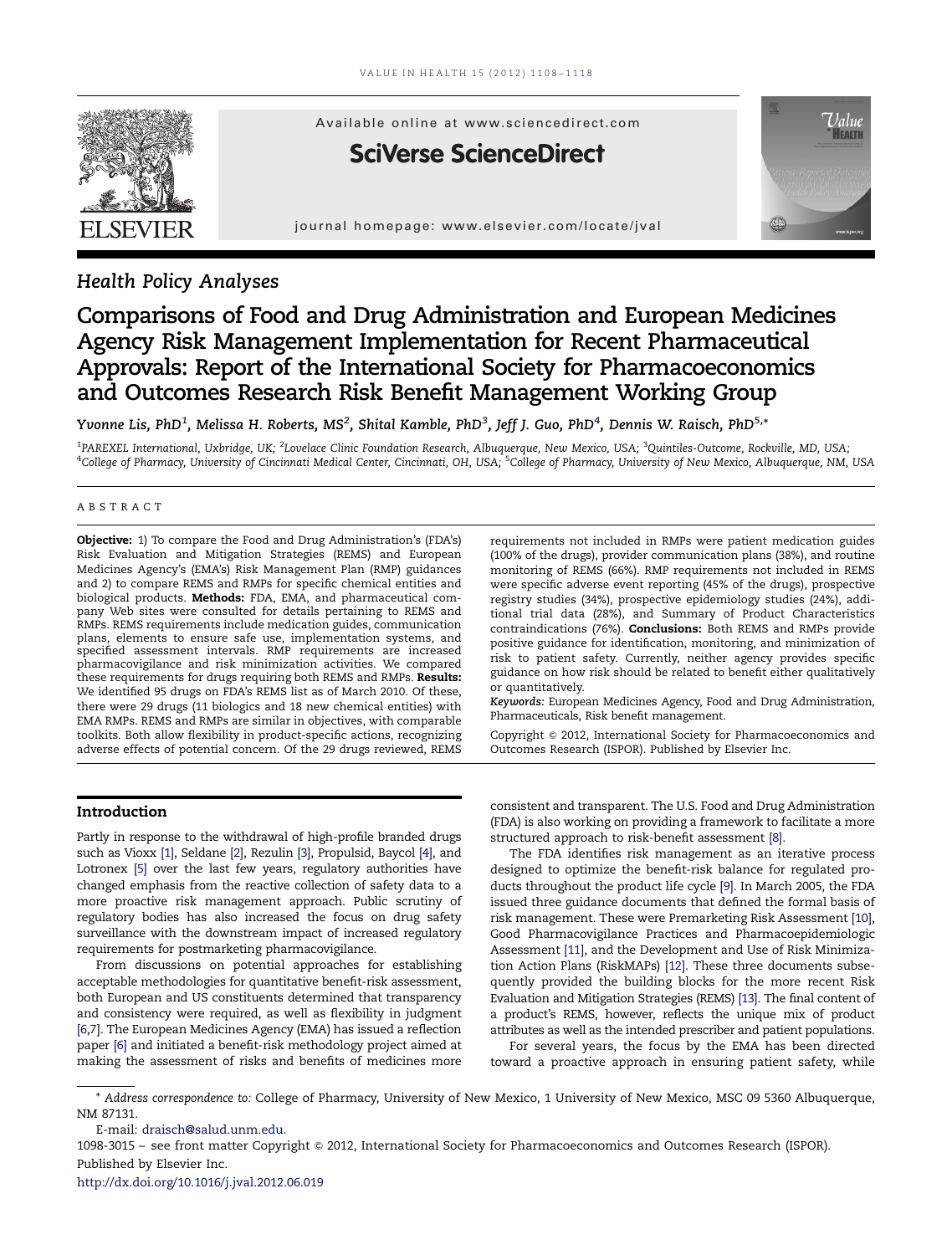## Health Policy Analyses

# Comparisons of Food and Drug Administration and European Medicines Agency Risk Management Implementation for Recent Pharmaceutical Approvals: Report of the International Society for Pharmacoeconomics and Outcomes Research Risk Benefit Management Working Group

*Yvonne Lis, PhD*[1], *Melissa H. Roberts, MS*[2], *Shital Kamble, PhD*[3], *Jeff J. Guo, PhD*[4], *Dennis W. Raisch, PhD*[5,*]

[1]PAREXEL International, Uxbridge, UK; [2]Lovelace Clinic Foundation Research, Albuquerque, New Mexico, USA; [3]Quintiles-Outcome, Rockville, MD, USA; [4]College of Pharmacy, University of Cincinnati Medical Center, Cincinnati, OH, USA; [5]College of Pharmacy, University of New Mexico, Albuquerque, NM, USA

## ABSTRACT

**Objective:** 1) To compare the Food and Drug Administration's (FDA's) Risk Evaluation and Mitigation Strategies (REMS) and European Medicines Agency's (EMA's) Risk Management Plan (RMP) guidances and 2) to compare REMS and RMPs for specific chemical entities and biological products. **Methods:** FDA, EMA, and pharmaceutical company Web sites were consulted for details pertaining to REMS and RMPs. REMS requirements include medication guides, communication plans, elements to ensure safe use, implementation systems, and specified assessment intervals. RMP requirements are increased pharmacovigilance and risk minimization activities. We compared these requirements for drugs requiring both REMS and RMPs. **Results:** We identified 95 drugs on FDA's REMS list as of March 2010. Of these, there were 29 drugs (11 biologics and 18 new chemical entities) with EMA RMPs. REMS and RMPs are similar in objectives, with comparable toolkits. Both allow flexibility in product-specific actions, recognizing adverse effects of potential concern. Of the 29 drugs reviewed, REMS requirements not included in RMPs were patient medication guides (100% of the drugs), provider communication plans (38%), and routine monitoring of REMS (66%). RMP requirements not included in REMS were specific adverse event reporting (45% of the drugs), prospective registry studies (34%), prospective epidemiology studies (24%), additional trial data (28%), and Summary of Product Characteristics contraindications (76%). **Conclusions:** Both REMS and RMPs provide positive guidance for identification, monitoring, and minimization of risk to patient safety. Currently, neither agency provides specific guidance on how risk should be related to benefit either qualitatively or quantitatively.

*Keywords:* European Medicines Agency, Food and Drug Administration, Pharmaceuticals, Risk benefit management.

Copyright © 2012, International Society for Pharmacoeconomics and Outcomes Research (ISPOR). Published by Elsevier Inc.

## Introduction

Partly in response to the withdrawal of high-profile branded drugs such as Vioxx [1], Seldane [2], Rezulin [3], Propulsid, Baycol [4], and Lotronex [5] over the last few years, regulatory authorities have changed emphasis from the reactive collection of safety data to a more proactive risk management approach. Public scrutiny of regulatory bodies has also increased the focus on drug safety surveillance with the downstream impact of increased regulatory requirements for postmarketing pharmacovigilance.

From discussions on potential approaches for establishing acceptable methodologies for quantitative benefit-risk assessment, both European and US constituents determined that transparency and consistency were required, as well as flexibility in judgment [6,7]. The European Medicines Agency (EMA) has issued a reflection paper [6] and initiated a benefit-risk methodology project aimed at making the assessment of risks and benefits of medicines more consistent and transparent. The U.S. Food and Drug Administration (FDA) is also working on providing a framework to facilitate a more structured approach to risk-benefit assessment [8].

The FDA identifies risk management as an iterative process designed to optimize the benefit-risk balance for regulated products throughout the product life cycle [9]. In March 2005, the FDA issued three guidance documents that defined the formal basis of risk management. These were Premarketing Risk Assessment [10], Good Pharmacovigilance Practices and Pharmacoepidemiologic Assessment [11], and the Development and Use of Risk Minimization Action Plans (RiskMAPs) [12]. These three documents subsequently provided the building blocks for the more recent Risk Evaluation and Mitigation Strategies (REMS) [13]. The final content of a product's REMS, however, reflects the unique mix of product attributes as well as the intended prescriber and patient populations.

For several years, the focus by the EMA has been directed toward a proactive approach in ensuring patient safety, while

\* *Address correspondence to:* College of Pharmacy, University of New Mexico, 1 University of New Mexico, MSC 09 5360 Albuquerque, NM 87131.

E-mail: draisch@salud.unm.edu.

1098-3015 – see front matter Copyright © 2012, International Society for Pharmacoeconomics and Outcomes Research (ISPOR). Published by Elsevier Inc.

http://dx.doi.org/10.1016/j.jval.2012.06.019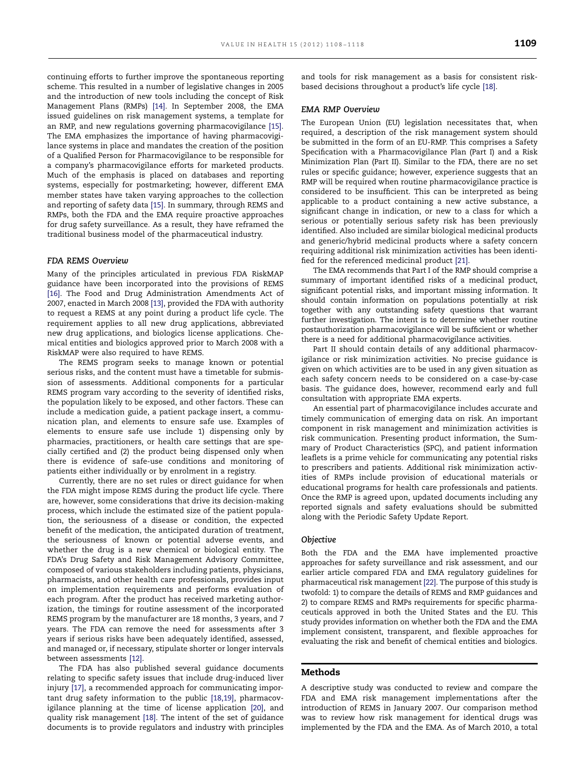continuing efforts to further improve the spontaneous reporting scheme. This resulted in a number of legislative changes in 2005 and the introduction of new tools including the concept of Risk Management Plans (RMPs) [14]. In September 2008, the EMA issued guidelines on risk management systems, a template for an RMP, and new regulations governing pharmacovigilance [15]. The EMA emphasizes the importance of having pharmacovigilance systems in place and mandates the creation of the position of a Qualified Person for Pharmacovigilance to be responsible for a company's pharmacovigilance efforts for marketed products. Much of the emphasis is placed on databases and reporting systems, especially for postmarketing; however, different EMA member states have taken varying approaches to the collection and reporting of safety data [15]. In summary, through REMS and RMPs, both the FDA and the EMA require proactive approaches for drug safety surveillance. As a result, they have reframed the traditional business model of the pharmaceutical industry.

### *FDA REMS Overview*

Many of the principles articulated in previous FDA RiskMAP guidance have been incorporated into the provisions of REMS [16]. The Food and Drug Administration Amendments Act of 2007, enacted in March 2008 [13], provided the FDA with authority to request a REMS at any point during a product life cycle. The requirement applies to all new drug applications, abbreviated new drug applications, and biologics license applications. Chemical entities and biologics approved prior to March 2008 with a RiskMAP were also required to have REMS.

The REMS program seeks to manage known or potential serious risks, and the content must have a timetable for submission of assessments. Additional components for a particular REMS program vary according to the severity of identified risks, the population likely to be exposed, and other factors. These can include a medication guide, a patient package insert, a communication plan, and elements to ensure safe use. Examples of elements to ensure safe use include 1) dispensing only by pharmacies, practitioners, or health care settings that are specially certified and (2) the product being dispensed only when there is evidence of safe-use conditions and monitoring of patients either individually or by enrolment in a registry.

Currently, there are no set rules or direct guidance for when the FDA might impose REMS during the product life cycle. There are, however, some considerations that drive its decision-making process, which include the estimated size of the patient population, the seriousness of a disease or condition, the expected benefit of the medication, the anticipated duration of treatment, the seriousness of known or potential adverse events, and whether the drug is a new chemical or biological entity. The FDA's Drug Safety and Risk Management Advisory Committee, composed of various stakeholders including patients, physicians, pharmacists, and other health care professionals, provides input on implementation requirements and performs evaluation of each program. After the product has received marketing authorization, the timings for routine assessment of the incorporated REMS program by the manufacturer are 18 months, 3 years, and 7 years. The FDA can remove the need for assessments after 3 years if serious risks have been adequately identified, assessed, and managed or, if necessary, stipulate shorter or longer intervals between assessments [12].

The FDA has also published several guidance documents relating to specific safety issues that include drug-induced liver injury [17], a recommended approach for communicating important drug safety information to the public [18,19], pharmacovigilance planning at the time of license application [20], and quality risk management [18]. The intent of the set of guidance documents is to provide regulators and industry with principles and tools for risk management as a basis for consistent risk-based decisions throughout a product's life cycle [18].

### *EMA RMP Overview*

The European Union (EU) legislation necessitates that, when required, a description of the risk management system should be submitted in the form of an EU-RMP. This comprises a Safety Specification with a Pharmacovigilance Plan (Part I) and a Risk Minimization Plan (Part II). Similar to the FDA, there are no set rules or specific guidance; however, experience suggests that an RMP will be required when routine pharmacovigilance practice is considered to be insufficient. This can be interpreted as being applicable to a product containing a new active substance, a significant change in indication, or new to a class for which a serious or potentially serious safety risk has been previously identified. Also included are similar biological medicinal products and generic/hybrid medicinal products where a safety concern requiring additional risk minimization activities has been identified for the referenced medicinal product [21].

The EMA recommends that Part I of the RMP should comprise a summary of important identified risks of a medicinal product, significant potential risks, and important missing information. It should contain information on populations potentially at risk together with any outstanding safety questions that warrant further investigation. The intent is to determine whether routine postauthorization pharmacovigilance will be sufficient or whether there is a need for additional pharmacovigilance activities.

Part II should contain details of any additional pharmacovigilance or risk minimization activities. No precise guidance is given on which activities are to be used in any given situation as each safety concern needs to be considered on a case-by-case basis. The guidance does, however, recommend early and full consultation with appropriate EMA experts.

An essential part of pharmacovigilance includes accurate and timely communication of emerging data on risk. An important component in risk management and minimization activities is risk communication. Presenting product information, the Summary of Product Characteristics (SPC), and patient information leaflets is a prime vehicle for communicating any potential risks to prescribers and patients. Additional risk minimization activities of RMPs include provision of educational materials or educational programs for health care professionals and patients. Once the RMP is agreed upon, updated documents including any reported signals and safety evaluations should be submitted along with the Periodic Safety Update Report.

### *Objective*

Both the FDA and the EMA have implemented proactive approaches for safety surveillance and risk assessment, and our earlier article compared FDA and EMA regulatory guidelines for pharmaceutical risk management [22]. The purpose of this study is twofold: 1) to compare the details of REMS and RMP guidances and 2) to compare REMS and RMPs requirements for specific pharmaceuticals approved in both the United States and the EU. This study provides information on whether both the FDA and the EMA implement consistent, transparent, and flexible approaches for evaluating the risk and benefit of chemical entities and biologics.

## Methods

A descriptive study was conducted to review and compare the FDA and EMA risk management implementations after the introduction of REMS in January 2007. Our comparison method was to review how risk management for identical drugs was implemented by the FDA and the EMA. As of March 2010, a total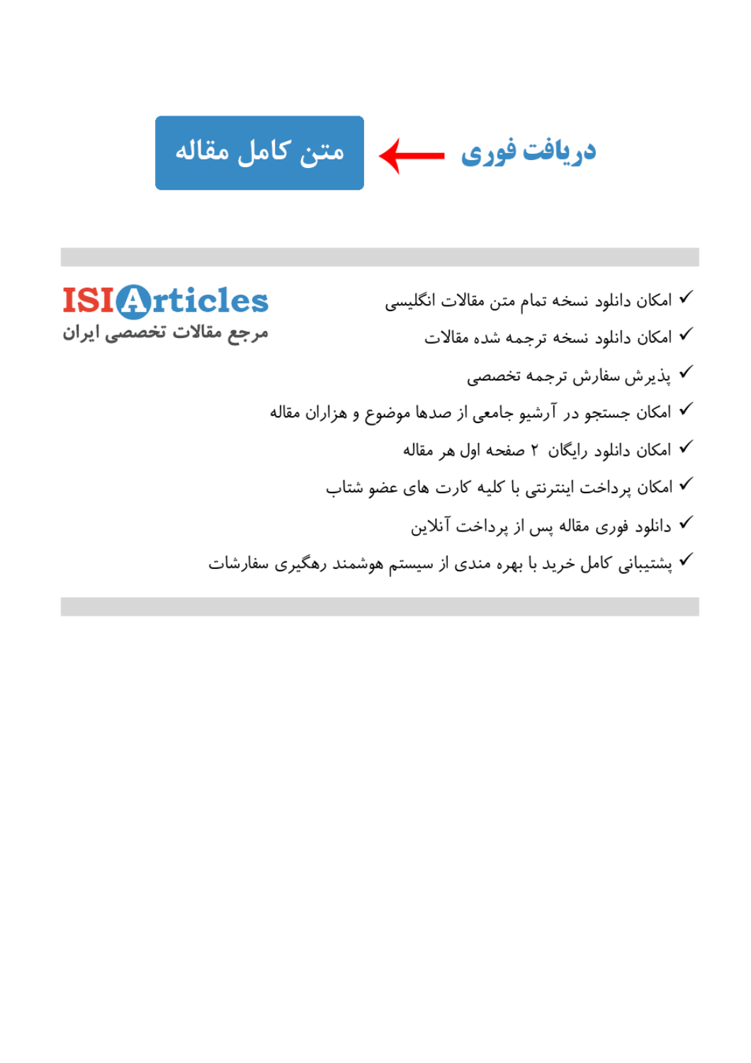دریافت فوری ← **متن کامل مقاله**

**ISIArticles**
مرجع مقالات تخصصی ایران

- ✓ امکان دانلود نسخه تمام متن مقالات انگلیسی
- ✓ امکان دانلود نسخه ترجمه شده مقالات
- ✓ پذیرش سفارش ترجمه تخصصی
- ✓ امکان جستجو در آرشیو جامعی از صدها موضوع و هزاران مقاله
- ✓ امکان دانلود رایگان ۲ صفحه اول هر مقاله
- ✓ امکان پرداخت اینترنتی با کلیه کارت های عضو شتاب
- ✓ دانلود فوری مقاله پس از پرداخت آنلاین
- ✓ پشتیبانی کامل خرید با بهره مندی از سیستم هوشمند رهگیری سفارشات